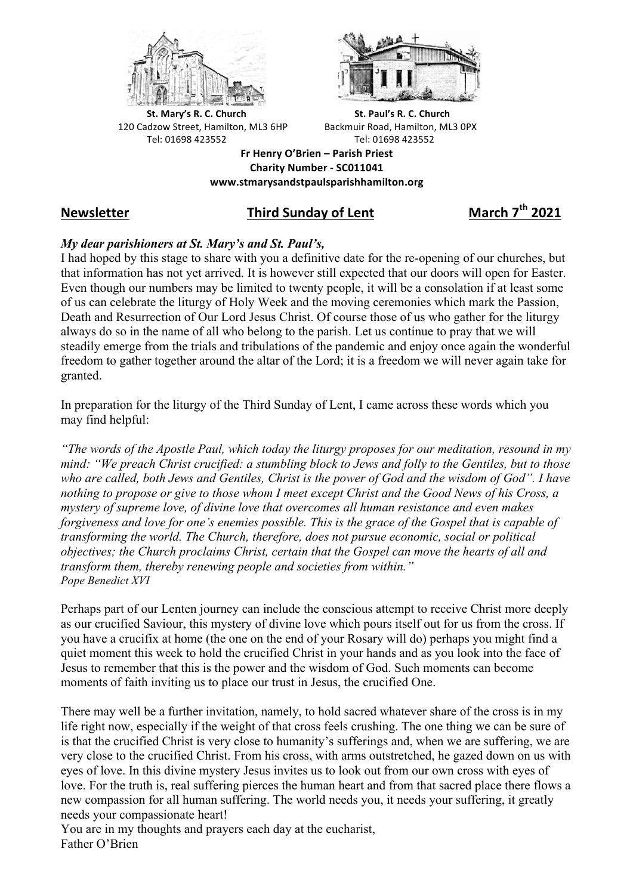**St. Mary's R. C. Church**
120 Cadzow Street, Hamilton, ML3 6HP
Tel: 01698 423552

**St. Paul's R. C. Church**
Backmuir Road, Hamilton, ML3 0PX
Tel: 01698 423552

**Fr Henry O'Brien – Parish Priest**
**Charity Number - SC011041**
**www.stmarysandstpaulsparishhamilton.org**

## Newsletter — Third Sunday of Lent — March 7th 2021

***My dear parishioners at St. Mary's and St. Paul's,***

I had hoped by this stage to share with you a definitive date for the re-opening of our churches, but that information has not yet arrived. It is however still expected that our doors will open for Easter. Even though our numbers may be limited to twenty people, it will be a consolation if at least some of us can celebrate the liturgy of Holy Week and the moving ceremonies which mark the Passion, Death and Resurrection of Our Lord Jesus Christ. Of course those of us who gather for the liturgy always do so in the name of all who belong to the parish. Let us continue to pray that we will steadily emerge from the trials and tribulations of the pandemic and enjoy once again the wonderful freedom to gather together around the altar of the Lord; it is a freedom we will never again take for granted.

In preparation for the liturgy of the Third Sunday of Lent, I came across these words which you may find helpful:

*"The words of the Apostle Paul, which today the liturgy proposes for our meditation, resound in my mind: "We preach Christ crucified: a stumbling block to Jews and folly to the Gentiles, but to those who are called, both Jews and Gentiles, Christ is the power of God and the wisdom of God". I have nothing to propose or give to those whom I meet except Christ and the Good News of his Cross, a mystery of supreme love, of divine love that overcomes all human resistance and even makes forgiveness and love for one's enemies possible. This is the grace of the Gospel that is capable of transforming the world. The Church, therefore, does not pursue economic, social or political objectives; the Church proclaims Christ, certain that the Gospel can move the hearts of all and transform them, thereby renewing people and societies from within."*
*Pope Benedict XVI*

Perhaps part of our Lenten journey can include the conscious attempt to receive Christ more deeply as our crucified Saviour, this mystery of divine love which pours itself out for us from the cross. If you have a crucifix at home (the one on the end of your Rosary will do) perhaps you might find a quiet moment this week to hold the crucified Christ in your hands and as you look into the face of Jesus to remember that this is the power and the wisdom of God. Such moments can become moments of faith inviting us to place our trust in Jesus, the crucified One.

There may well be a further invitation, namely, to hold sacred whatever share of the cross is in my life right now, especially if the weight of that cross feels crushing. The one thing we can be sure of is that the crucified Christ is very close to humanity's sufferings and, when we are suffering, we are very close to the crucified Christ. From his cross, with arms outstretched, he gazed down on us with eyes of love. In this divine mystery Jesus invites us to look out from our own cross with eyes of love. For the truth is, real suffering pierces the human heart and from that sacred place there flows a new compassion for all human suffering. The world needs you, it needs your suffering, it greatly needs your compassionate heart!

You are in my thoughts and prayers each day at the eucharist,
Father O'Brien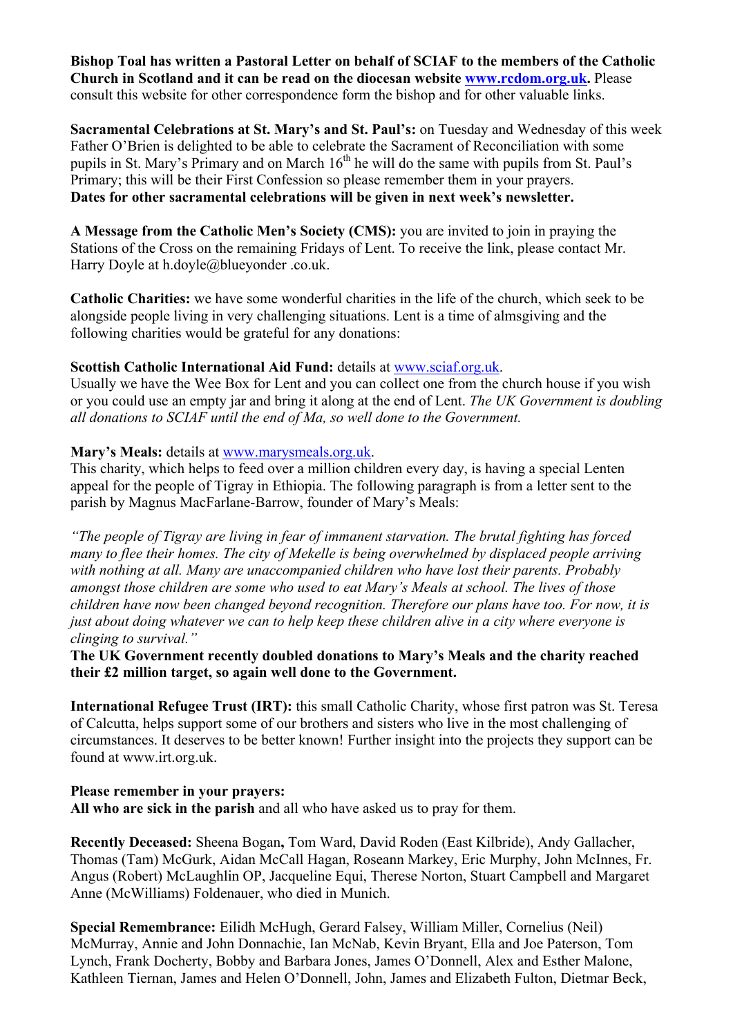**Bishop Toal has written a Pastoral Letter on behalf of SCIAF to the members of the Catholic Church in Scotland and it can be read on the diocesan website [www.rcdom.org.uk](http://www.rcdom.org.uk).** Please consult this website for other correspondence form the bishop and for other valuable links.

**Sacramental Celebrations at St. Mary's and St. Paul's:** on Tuesday and Wednesday of this week Father O'Brien is delighted to be able to celebrate the Sacrament of Reconciliation with some pupils in St. Mary's Primary and on March 16th he will do the same with pupils from St. Paul's Primary; this will be their First Confession so please remember them in your prayers.
**Dates for other sacramental celebrations will be given in next week's newsletter.**

**A Message from the Catholic Men's Society (CMS):** you are invited to join in praying the Stations of the Cross on the remaining Fridays of Lent. To receive the link, please contact Mr. Harry Doyle at h.doyle@blueyonder .co.uk.

**Catholic Charities:** we have some wonderful charities in the life of the church, which seek to be alongside people living in very challenging situations. Lent is a time of almsgiving and the following charities would be grateful for any donations:

**Scottish Catholic International Aid Fund:** details at [www.sciaf.org.uk](http://www.sciaf.org.uk).
Usually we have the Wee Box for Lent and you can collect one from the church house if you wish or you could use an empty jar and bring it along at the end of Lent. *The UK Government is doubling all donations to SCIAF until the end of Ma, so well done to the Government.*

**Mary's Meals:** details at [www.marysmeals.org.uk](http://www.marysmeals.org.uk).
This charity, which helps to feed over a million children every day, is having a special Lenten appeal for the people of Tigray in Ethiopia. The following paragraph is from a letter sent to the parish by Magnus MacFarlane-Barrow, founder of Mary's Meals:

*"The people of Tigray are living in fear of immanent starvation. The brutal fighting has forced many to flee their homes. The city of Mekelle is being overwhelmed by displaced people arriving with nothing at all. Many are unaccompanied children who have lost their parents. Probably amongst those children are some who used to eat Mary's Meals at school. The lives of those children have now been changed beyond recognition. Therefore our plans have too. For now, it is just about doing whatever we can to help keep these children alive in a city where everyone is clinging to survival."*
**The UK Government recently doubled donations to Mary's Meals and the charity reached their £2 million target, so again well done to the Government.**

**International Refugee Trust (IRT):** this small Catholic Charity, whose first patron was St. Teresa of Calcutta, helps support some of our brothers and sisters who live in the most challenging of circumstances. It deserves to be better known! Further insight into the projects they support can be found at www.irt.org.uk.

**Please remember in your prayers:**
**All who are sick in the parish** and all who have asked us to pray for them.

**Recently Deceased:** Sheena Bogan**,** Tom Ward, David Roden (East Kilbride), Andy Gallacher, Thomas (Tam) McGurk, Aidan McCall Hagan, Roseann Markey, Eric Murphy, John McInnes, Fr. Angus (Robert) McLaughlin OP, Jacqueline Equi, Therese Norton, Stuart Campbell and Margaret Anne (McWilliams) Foldenauer, who died in Munich.

**Special Remembrance:** Eilidh McHugh, Gerard Falsey, William Miller, Cornelius (Neil) McMurray, Annie and John Donnachie, Ian McNab, Kevin Bryant, Ella and Joe Paterson, Tom Lynch, Frank Docherty, Bobby and Barbara Jones, James O'Donnell, Alex and Esther Malone, Kathleen Tiernan, James and Helen O'Donnell, John, James and Elizabeth Fulton, Dietmar Beck,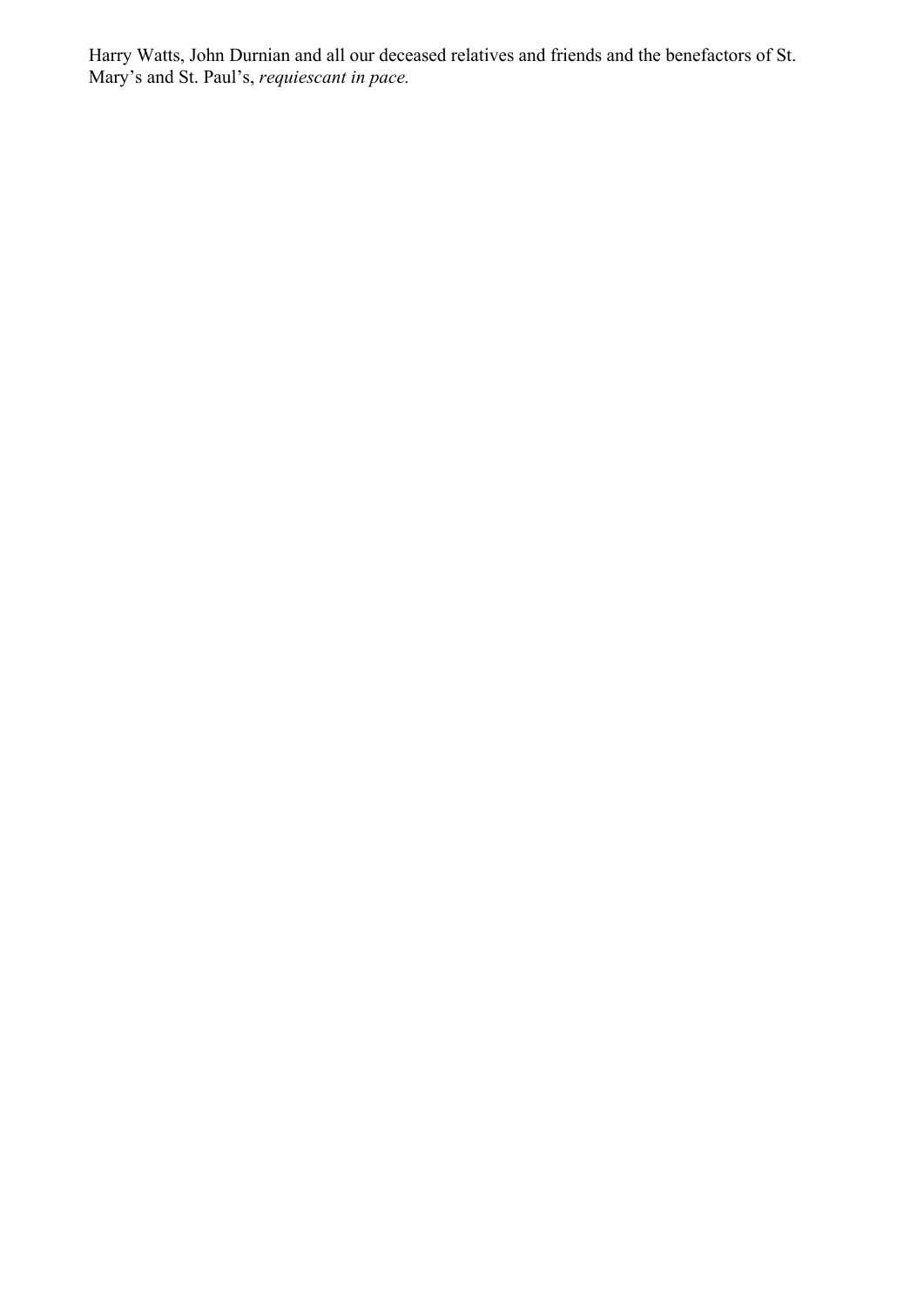Harry Watts, John Durnian and all our deceased relatives and friends and the benefactors of St. Mary's and St. Paul's, *requiescant in pace.*